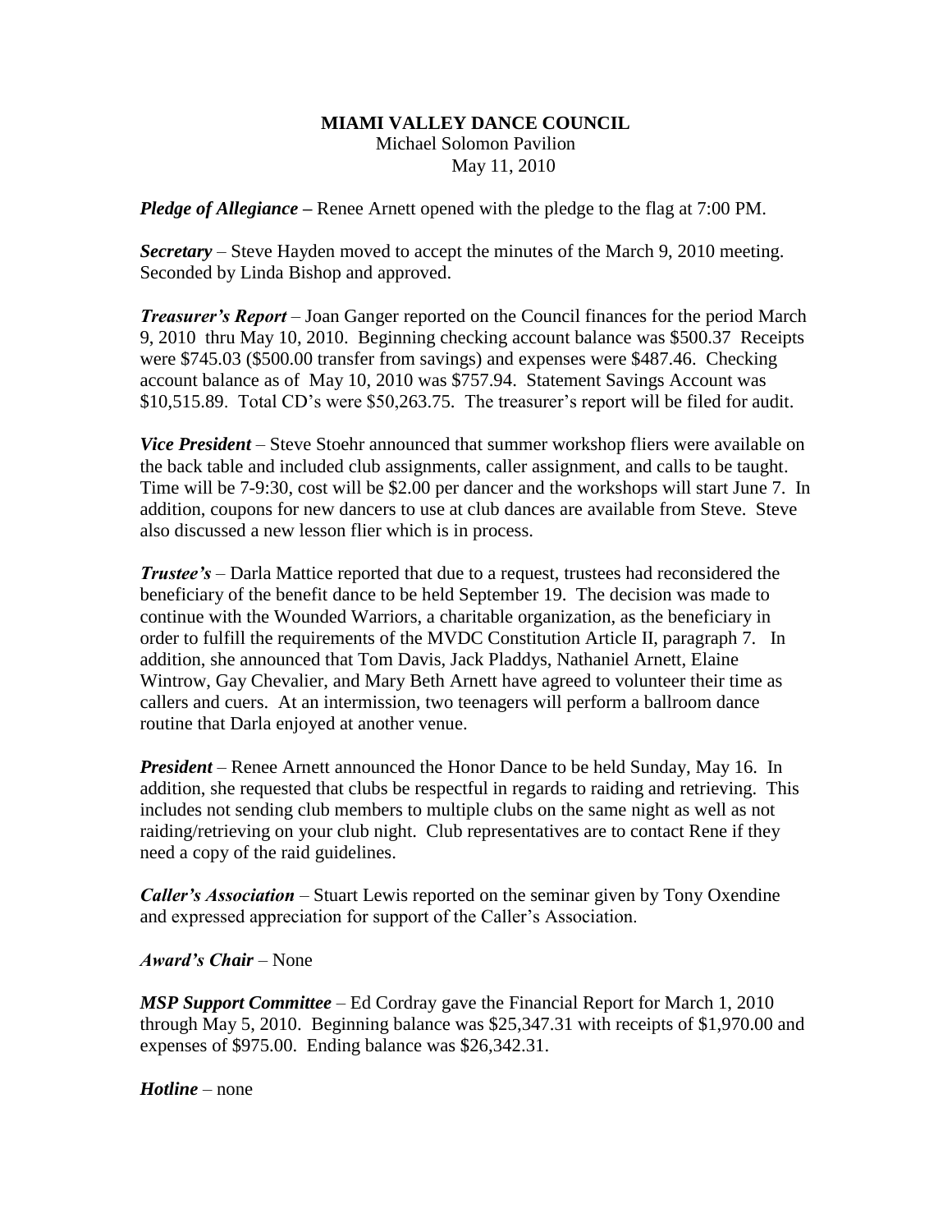**MIAMI VALLEY DANCE COUNCIL**
Michael Solomon Pavilion
May 11, 2010

***Pledge of Allegiance –*** Renee Arnett opened with the pledge to the flag at 7:00 PM.

***Secretary*** – Steve Hayden moved to accept the minutes of the March 9, 2010 meeting. Seconded by Linda Bishop and approved.

***Treasurer's Report*** – Joan Ganger reported on the Council finances for the period March 9, 2010 thru May 10, 2010. Beginning checking account balance was $500.37 Receipts were $745.03 ($500.00 transfer from savings) and expenses were $487.46. Checking account balance as of May 10, 2010 was $757.94. Statement Savings Account was $10,515.89. Total CD's were $50,263.75. The treasurer's report will be filed for audit.

***Vice President*** – Steve Stoehr announced that summer workshop fliers were available on the back table and included club assignments, caller assignment, and calls to be taught. Time will be 7-9:30, cost will be $2.00 per dancer and the workshops will start June 7. In addition, coupons for new dancers to use at club dances are available from Steve. Steve also discussed a new lesson flier which is in process.

***Trustee's*** – Darla Mattice reported that due to a request, trustees had reconsidered the beneficiary of the benefit dance to be held September 19. The decision was made to continue with the Wounded Warriors, a charitable organization, as the beneficiary in order to fulfill the requirements of the MVDC Constitution Article II, paragraph 7. In addition, she announced that Tom Davis, Jack Pladdys, Nathaniel Arnett, Elaine Wintrow, Gay Chevalier, and Mary Beth Arnett have agreed to volunteer their time as callers and cuers. At an intermission, two teenagers will perform a ballroom dance routine that Darla enjoyed at another venue.

***President*** – Renee Arnett announced the Honor Dance to be held Sunday, May 16. In addition, she requested that clubs be respectful in regards to raiding and retrieving. This includes not sending club members to multiple clubs on the same night as well as not raiding/retrieving on your club night. Club representatives are to contact Rene if they need a copy of the raid guidelines.

***Caller's Association*** – Stuart Lewis reported on the seminar given by Tony Oxendine and expressed appreciation for support of the Caller's Association.

***Award's Chair*** – None

***MSP Support Committee*** – Ed Cordray gave the Financial Report for March 1, 2010 through May 5, 2010. Beginning balance was $25,347.31 with receipts of $1,970.00 and expenses of $975.00. Ending balance was $26,342.31.

***Hotline*** – none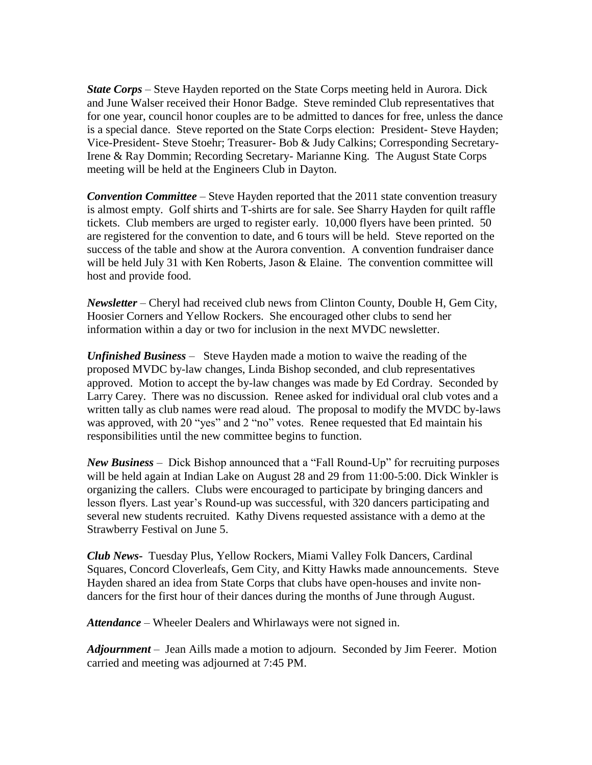***State Corps*** – Steve Hayden reported on the State Corps meeting held in Aurora. Dick and June Walser received their Honor Badge. Steve reminded Club representatives that for one year, council honor couples are to be admitted to dances for free, unless the dance is a special dance. Steve reported on the State Corps election: President- Steve Hayden; Vice-President- Steve Stoehr; Treasurer- Bob & Judy Calkins; Corresponding Secretary- Irene & Ray Dommin; Recording Secretary- Marianne King. The August State Corps meeting will be held at the Engineers Club in Dayton.

***Convention Committee*** – Steve Hayden reported that the 2011 state convention treasury is almost empty. Golf shirts and T-shirts are for sale. See Sharry Hayden for quilt raffle tickets. Club members are urged to register early. 10,000 flyers have been printed. 50 are registered for the convention to date, and 6 tours will be held. Steve reported on the success of the table and show at the Aurora convention. A convention fundraiser dance will be held July 31 with Ken Roberts, Jason & Elaine. The convention committee will host and provide food.

***Newsletter*** – Cheryl had received club news from Clinton County, Double H, Gem City, Hoosier Corners and Yellow Rockers. She encouraged other clubs to send her information within a day or two for inclusion in the next MVDC newsletter.

***Unfinished Business*** – Steve Hayden made a motion to waive the reading of the proposed MVDC by-law changes, Linda Bishop seconded, and club representatives approved. Motion to accept the by-law changes was made by Ed Cordray. Seconded by Larry Carey. There was no discussion. Renee asked for individual oral club votes and a written tally as club names were read aloud. The proposal to modify the MVDC by-laws was approved, with 20 "yes" and 2 "no" votes. Renee requested that Ed maintain his responsibilities until the new committee begins to function.

***New Business*** – Dick Bishop announced that a "Fall Round-Up" for recruiting purposes will be held again at Indian Lake on August 28 and 29 from 11:00-5:00. Dick Winkler is organizing the callers. Clubs were encouraged to participate by bringing dancers and lesson flyers. Last year's Round-up was successful, with 320 dancers participating and several new students recruited. Kathy Divens requested assistance with a demo at the Strawberry Festival on June 5.

***Club News-*** Tuesday Plus, Yellow Rockers, Miami Valley Folk Dancers, Cardinal Squares, Concord Cloverleafs, Gem City, and Kitty Hawks made announcements. Steve Hayden shared an idea from State Corps that clubs have open-houses and invite non-dancers for the first hour of their dances during the months of June through August.

***Attendance*** – Wheeler Dealers and Whirlaways were not signed in.

***Adjournment*** – Jean Aills made a motion to adjourn. Seconded by Jim Feerer. Motion carried and meeting was adjourned at 7:45 PM.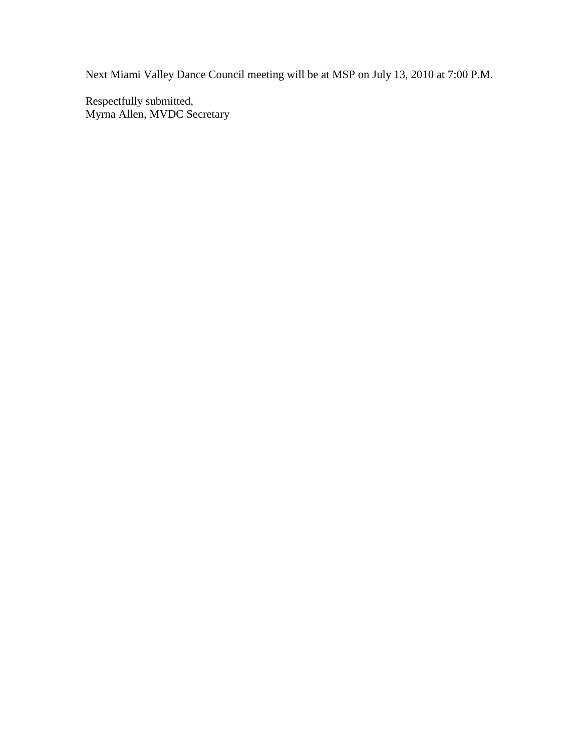Next Miami Valley Dance Council meeting will be at MSP on July 13, 2010 at 7:00 P.M.

Respectfully submitted,
Myrna Allen, MVDC Secretary